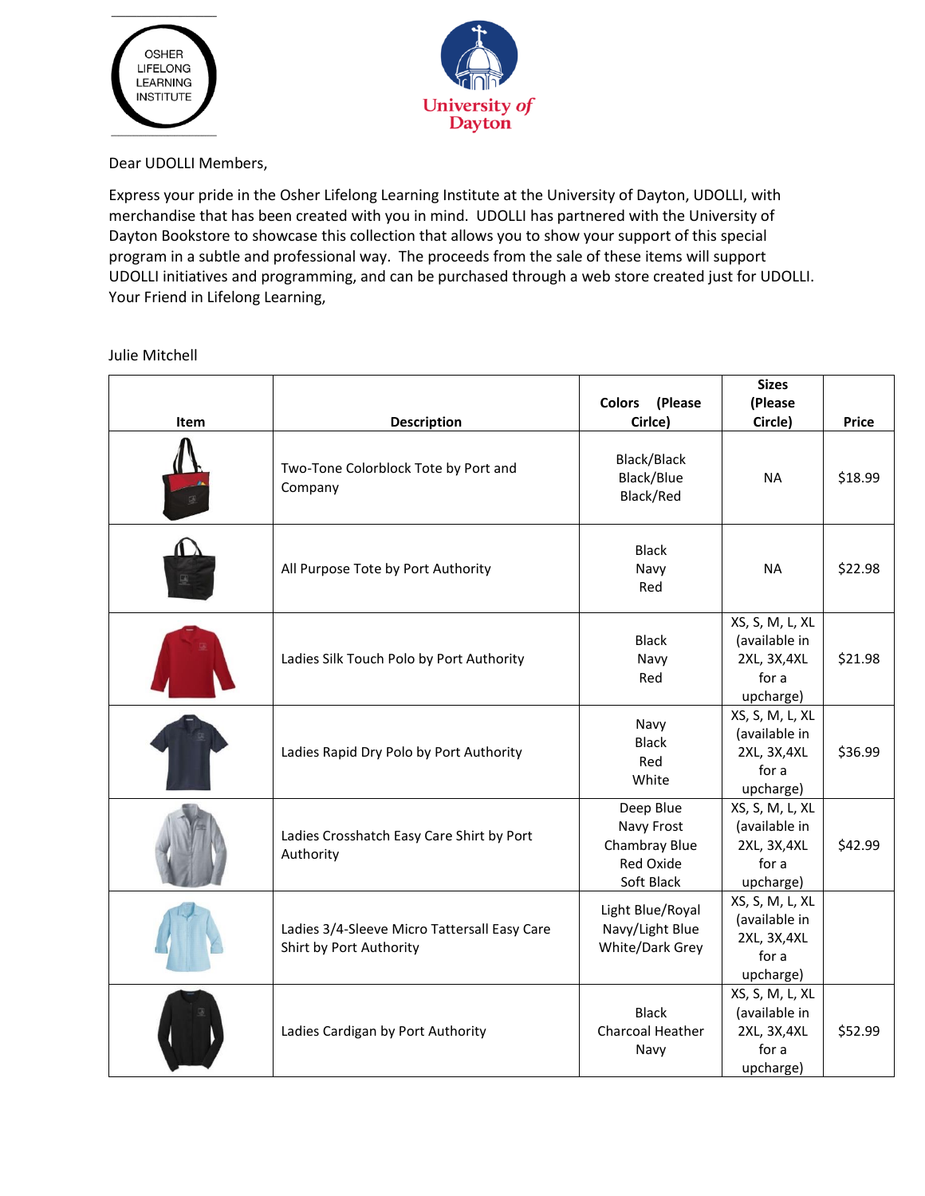Dear UDOLLI Members,

Express your pride in the Osher Lifelong Learning Institute at the University of Dayton, UDOLLI, with merchandise that has been created with you in mind. UDOLLI has partnered with the University of Dayton Bookstore to showcase this collection that allows you to show your support of this special program in a subtle and professional way. The proceeds from the sale of these items will support UDOLLI initiatives and programming, and can be purchased through a web store created just for UDOLLI. Your Friend in Lifelong Learning,

Julie Mitchell

| Item | Description | Colors (Please Cirlce) | Sizes (Please Circle) | Price |
|---|---|---|---|---|
| | Two-Tone Colorblock Tote by Port and Company | Black/Black<br>Black/Blue<br>Black/Red | NA | $18.99 |
| | All Purpose Tote by Port Authority | Black<br>Navy<br>Red | NA | $22.98 |
| | Ladies Silk Touch Polo by Port Authority | Black<br>Navy<br>Red | XS, S, M, L, XL (available in 2XL, 3X,4XL for a upcharge) | $21.98 |
| | Ladies Rapid Dry Polo by Port Authority | Navy<br>Black<br>Red<br>White | XS, S, M, L, XL (available in 2XL, 3X,4XL for a upcharge) | $36.99 |
| | Ladies Crosshatch Easy Care Shirt by Port Authority | Deep Blue<br>Navy Frost<br>Chambray Blue<br>Red Oxide<br>Soft Black | XS, S, M, L, XL (available in 2XL, 3X,4XL for a upcharge) | $42.99 |
| | Ladies 3/4-Sleeve Micro Tattersall Easy Care Shirt by Port Authority | Light Blue/Royal<br>Navy/Light Blue<br>White/Dark Grey | XS, S, M, L, XL (available in 2XL, 3X,4XL for a upcharge) | |
| | Ladies Cardigan by Port Authority | Black<br>Charcoal Heather<br>Navy | XS, S, M, L, XL (available in 2XL, 3X,4XL for a upcharge) | $52.99 |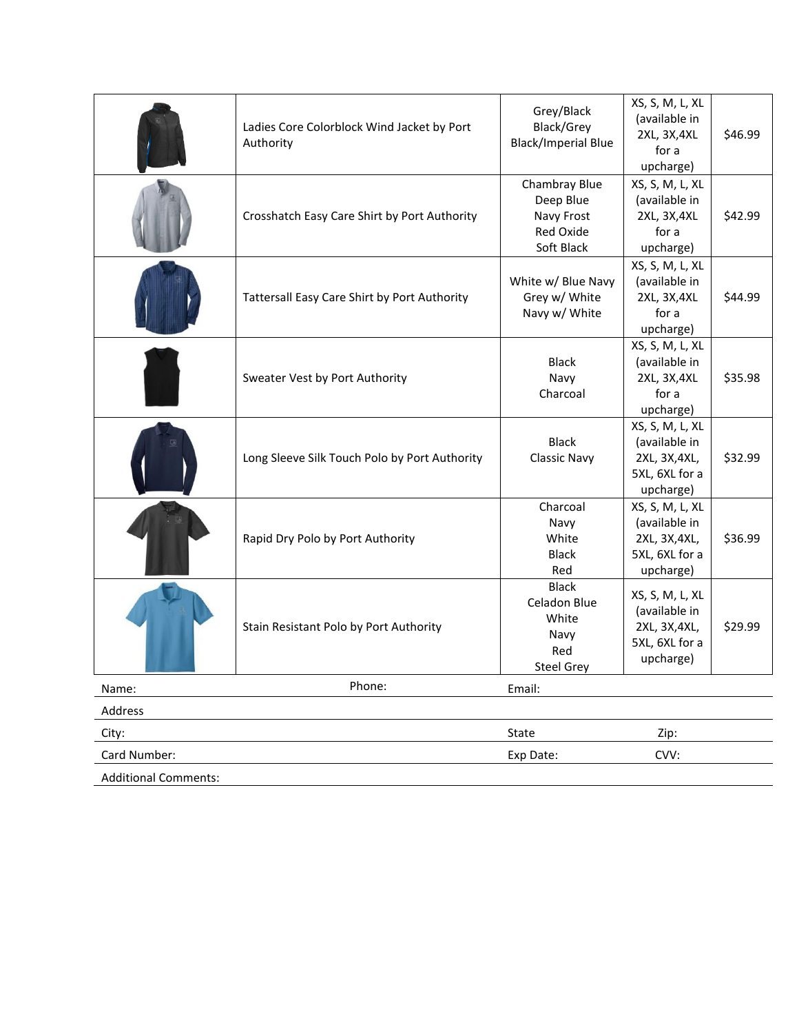| | | | | |
|---|---|---|---|---|
| | Ladies Core Colorblock Wind Jacket by Port Authority | Grey/Black<br>Black/Grey<br>Black/Imperial Blue | XS, S, M, L, XL (available in 2XL, 3X,4XL for a upcharge) | $46.99 |
| | Crosshatch Easy Care Shirt by Port Authority | Chambray Blue<br>Deep Blue<br>Navy Frost<br>Red Oxide<br>Soft Black | XS, S, M, L, XL (available in 2XL, 3X,4XL for a upcharge) | $42.99 |
| | Tattersall Easy Care Shirt by Port Authority | White w/ Blue Navy<br>Grey w/ White<br>Navy w/ White | XS, S, M, L, XL (available in 2XL, 3X,4XL for a upcharge) | $44.99 |
| | Sweater Vest by Port Authority | Black<br>Navy<br>Charcoal | XS, S, M, L, XL (available in 2XL, 3X,4XL for a upcharge) | $35.98 |
| | Long Sleeve Silk Touch Polo by Port Authority | Black<br>Classic Navy | XS, S, M, L, XL (available in 2XL, 3X,4XL, 5XL, 6XL for a upcharge) | $32.99 |
| | Rapid Dry Polo by Port Authority | Charcoal<br>Navy<br>White<br>Black<br>Red | XS, S, M, L, XL (available in 2XL, 3X,4XL, 5XL, 6XL for a upcharge) | $36.99 |
| | Stain Resistant Polo by Port Authority | Black<br>Celadon Blue<br>White<br>Navy<br>Red<br>Steel Grey | XS, S, M, L, XL (available in 2XL, 3X,4XL, 5XL, 6XL for a upcharge) | $29.99 |

Name: Phone: Email:

Address

City: State Zip:

Card Number: Exp Date: CVV:

Additional Comments: